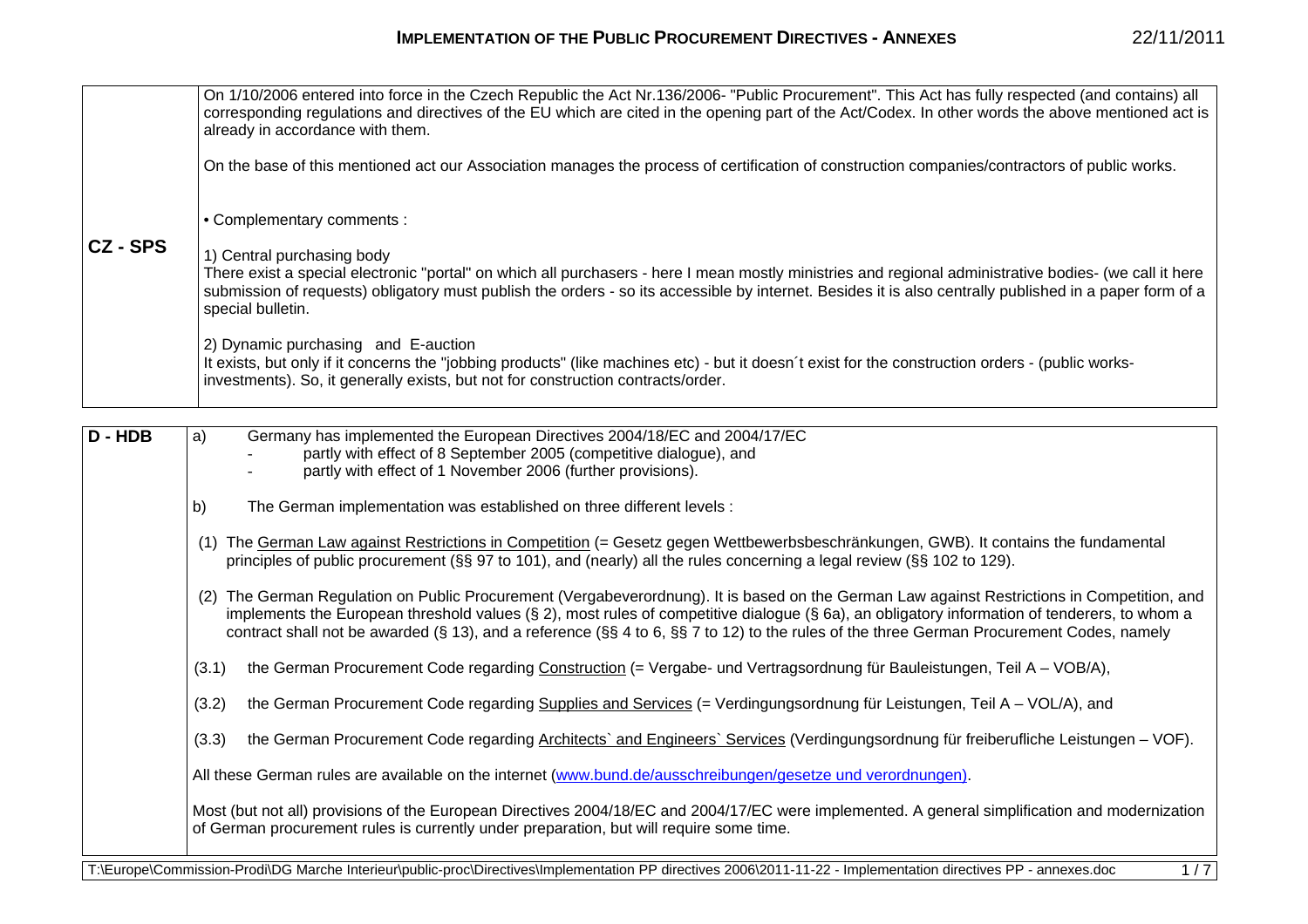| | |
|---|---|
| **CZ - SPS** | On 1/10/2006 entered into force in the Czech Republic the Act Nr.136/2006- "Public Procurement". This Act has fully respected (and contains) all corresponding regulations and directives of the EU which are cited in the opening part of the Act/Codex. In other words the above mentioned act is already in accordance with them.<br><br>On the base of this mentioned act our Association manages the process of certification of construction companies/contractors of public works.<br><br>• Complementary comments :<br><br>1) Central purchasing body<br>There exist a special electronic "portal" on which all purchasers - here I mean mostly ministries and regional administrative bodies- (we call it here submission of requests) obligatory must publish the orders - so its accessible by internet. Besides it is also centrally published in a paper form of a special bulletin.<br><br>2) Dynamic purchasing and E-auction<br>It exists, but only if it concerns the "jobbing products" (like machines etc) - but it doesn´t exist for the construction orders - (public works-investments). So, it generally exists, but not for construction contracts/order. |

| | |
|---|---|
| **D - HDB** | a) Germany has implemented the European Directives 2004/18/EC and 2004/17/EC<br>- partly with effect of 8 September 2005 (competitive dialogue), and<br>- partly with effect of 1 November 2006 (further provisions).<br><br>b) The German implementation was established on three different levels :<br><br>(1) The German Law against Restrictions in Competition (= Gesetz gegen Wettbewerbsbeschränkungen, GWB). It contains the fundamental principles of public procurement (§§ 97 to 101), and (nearly) all the rules concerning a legal review (§§ 102 to 129).<br><br>(2) The German Regulation on Public Procurement (Vergabeverordnung). It is based on the German Law against Restrictions in Competition, and implements the European threshold values (§ 2), most rules of competitive dialogue (§ 6a), an obligatory information of tenderers, to whom a contract shall not be awarded (§ 13), and a reference (§§ 4 to 6, §§ 7 to 12) to the rules of the three German Procurement Codes, namely<br><br>(3.1) the German Procurement Code regarding Construction (= Vergabe- und Vertragsordnung für Bauleistungen, Teil A – VOB/A),<br><br>(3.2) the German Procurement Code regarding Supplies and Services (= Verdingungsordnung für Leistungen, Teil A – VOL/A), and<br><br>(3.3) the German Procurement Code regarding Architects` and Engineers` Services (Verdingungsordnung für freiberufliche Leistungen – VOF).<br><br>All these German rules are available on the internet (www.bund.de/ausschreibungen/gesetze und verordnungen).<br><br>Most (but not all) provisions of the European Directives 2004/18/EC and 2004/17/EC were implemented. A general simplification and modernization of German procurement rules is currently under preparation, but will require some time. |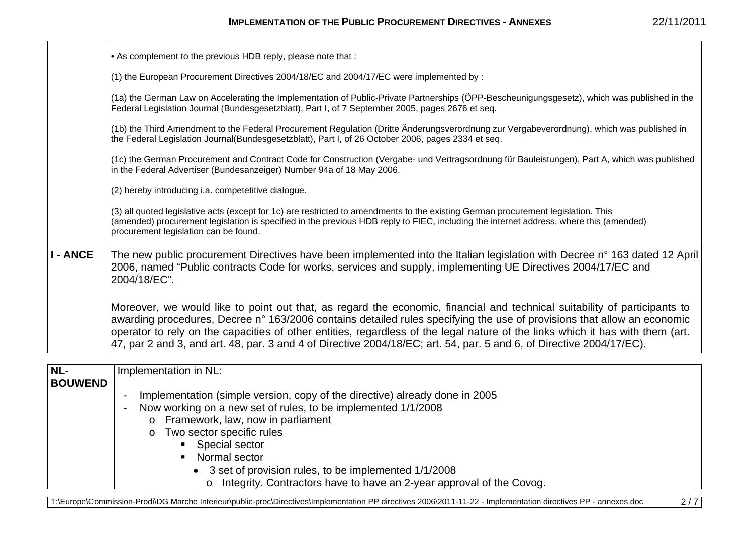| | |
|---|---|
| | • As complement to the previous HDB reply, please note that :<br><br>(1) the European Procurement Directives 2004/18/EC and 2004/17/EC were implemented by :<br><br>(1a) the German Law on Accelerating the Implementation of Public-Private Partnerships (ÖPP-Bescheunigungsgesetz), which was published in the Federal Legislation Journal (Bundesgesetzblatt), Part I, of 7 September 2005, pages 2676 et seq.<br><br>(1b) the Third Amendment to the Federal Procurement Regulation (Dritte Änderungsverordnung zur Vergabeverordnung), which was published in the Federal Legislation Journal(Bundesgesetzblatt), Part I, of 26 October 2006, pages 2334 et seq.<br><br>(1c) the German Procurement and Contract Code for Construction (Vergabe- und Vertragsordnung für Bauleistungen), Part A, which was published in the Federal Advertiser (Bundesanzeiger) Number 94a of 18 May 2006.<br><br>(2) hereby introducing i.a. competetitive dialogue.<br><br>(3) all quoted legislative acts (except for 1c) are restricted to amendments to the existing German procurement legislation. This (amended) procurement legislation is specified in the previous HDB reply to FIEC, including the internet address, where this (amended) procurement legislation can be found. |
| **I - ANCE** | The new public procurement Directives have been implemented into the Italian legislation with Decree n° 163 dated 12 April 2006, named "Public contracts Code for works, services and supply, implementing UE Directives 2004/17/EC and 2004/18/EC".<br><br>Moreover, we would like to point out that, as regard the economic, financial and technical suitability of participants to awarding procedures, Decree n° 163/2006 contains detailed rules specifying the use of provisions that allow an economic operator to rely on the capacities of other entities, regardless of the legal nature of the links which it has with them (art. 47, par 2 and 3, and art. 48, par. 3 and 4 of Directive 2004/18/EC; art. 54, par. 5 and 6, of Directive 2004/17/EC). |

| | |
|---|---|
| **NL-BOUWEND** | Implementation in NL:<br><br>- Implementation (simple version, copy of the directive) already done in 2005<br>- Now working on a new set of rules, to be implemented 1/1/2008<br>&nbsp;&nbsp;&nbsp;&nbsp;o Framework, law, now in parliament<br>&nbsp;&nbsp;&nbsp;&nbsp;o Two sector specific rules<br>&nbsp;&nbsp;&nbsp;&nbsp;&nbsp;&nbsp;&nbsp;&nbsp;▪ Special sector<br>&nbsp;&nbsp;&nbsp;&nbsp;&nbsp;&nbsp;&nbsp;&nbsp;▪ Normal sector<br>&nbsp;&nbsp;&nbsp;&nbsp;&nbsp;&nbsp;&nbsp;&nbsp;&nbsp;&nbsp;&nbsp;&nbsp;• 3 set of provision rules, to be implemented 1/1/2008<br>&nbsp;&nbsp;&nbsp;&nbsp;&nbsp;&nbsp;&nbsp;&nbsp;&nbsp;&nbsp;&nbsp;&nbsp;&nbsp;&nbsp;&nbsp;&nbsp;o Integrity. Contractors have to have an 2-year approval of the Covog. |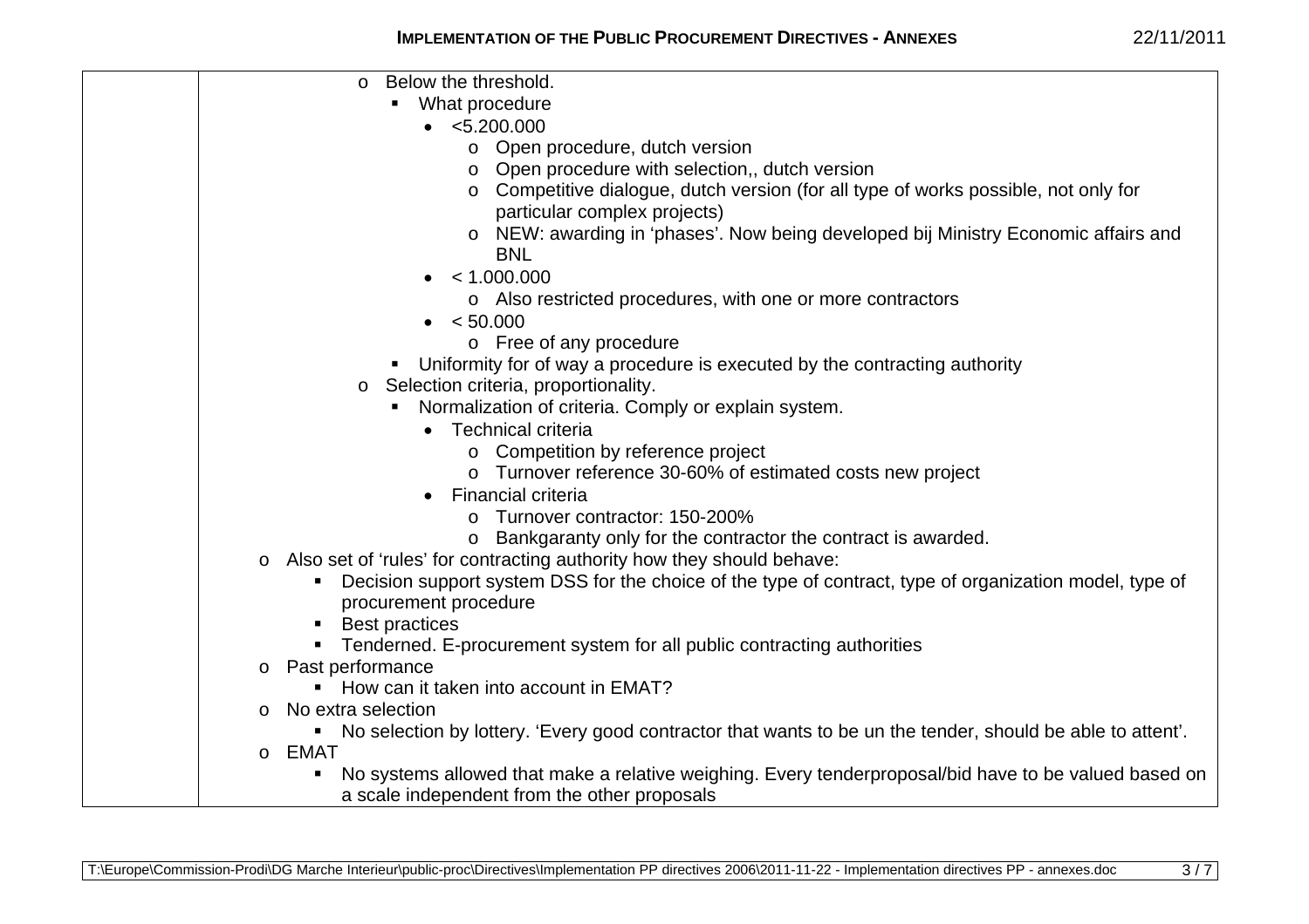| | - Below the threshold.<br>  - What procedure<br>    - <5.200.000<br>      - Open procedure, dutch version<br>      - Open procedure with selection,, dutch version<br>      - Competitive dialogue, dutch version (for all type of works possible, not only for particular complex projects)<br>      - NEW: awarding in 'phases'. Now being developed bij Ministry Economic affairs and BNL<br>    - < 1.000.000<br>      - Also restricted procedures, with one or more contractors<br>    - < 50.000<br>      - Free of any procedure<br>  - Uniformity for of way a procedure is executed by the contracting authority<br>- Selection criteria, proportionality.<br>  - Normalization of criteria. Comply or explain system.<br>    - Technical criteria<br>      - Competition by reference project<br>      - Turnover reference 30-60% of estimated costs new project<br>    - Financial criteria<br>      - Turnover contractor: 150-200%<br>      - Bankgaranty only for the contractor the contract is awarded.<br>- Also set of 'rules' for contracting authority how they should behave:<br>  - Decision support system DSS for the choice of the type of contract, type of organization model, type of procurement procedure<br>  - Best practices<br>  - Tenderned. E-procurement system for all public contracting authorities<br>- Past performance<br>  - How can it taken into account in EMAT?<br>- No extra selection<br>  - No selection by lottery. 'Every good contractor that wants to be un the tender, should be able to attent'.<br>- EMAT<br>  - No systems allowed that make a relative weighing. Every tenderproposal/bid have to be valued based on a scale independent from the other proposals |
|---|---|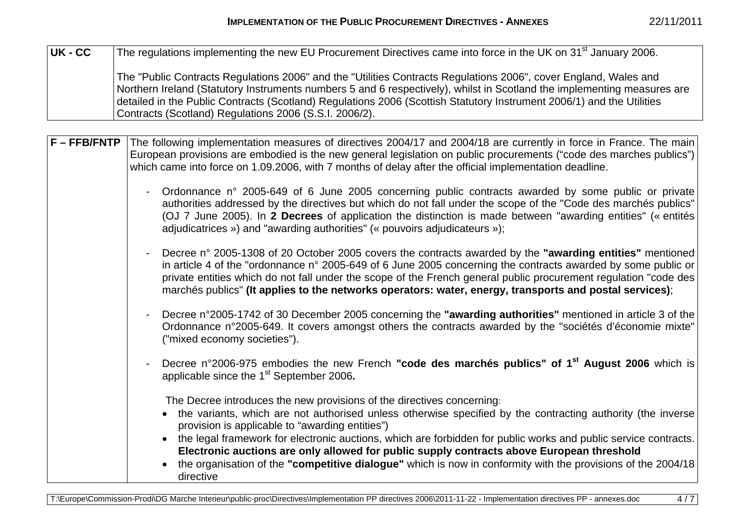| UK - CC | The regulations implementing the new EU Procurement Directives came into force in the UK on 31st January 2006.<br><br>The "Public Contracts Regulations 2006" and the "Utilities Contracts Regulations 2006", cover England, Wales and Northern Ireland (Statutory Instruments numbers 5 and 6 respectively), whilst in Scotland the implementing measures are detailed in the Public Contracts (Scotland) Regulations 2006 (Scottish Statutory Instrument 2006/1) and the Utilities Contracts (Scotland) Regulations 2006 (S.S.I. 2006/2). |
|---|---|

| F – FFB/FNTP | The following implementation measures of directives 2004/17 and 2004/18 are currently in force in France. The main European provisions are embodied is the new general legislation on public procurements ("code des marches publics") which came into force on 1.09.2006, with 7 months of delay after the official implementation deadline.<br><br>- Ordonnance n° 2005-649 of 6 June 2005 concerning public contracts awarded by some public or private authorities addressed by the directives but which do not fall under the scope of the "Code des marchés publics" (OJ 7 June 2005). In **2 Decrees** of application the distinction is made between "awarding entities" (« entités adjudicatrices ») and "awarding authorities" (« pouvoirs adjudicateurs »);<br><br>- Decree n° 2005-1308 of 20 October 2005 covers the contracts awarded by the **"awarding entities"** mentioned in article 4 of the "ordonnance n° 2005-649 of 6 June 2005 concerning the contracts awarded by some public or private entities which do not fall under the scope of the French general public procurement regulation "code des marchés publics" **(It applies to the networks operators: water, energy, transports and postal services)**;<br><br>- Decree n°2005-1742 of 30 December 2005 concerning the **"awarding authorities"** mentioned in article 3 of the Ordonnance n°2005-649. It covers amongst others the contracts awarded by the "sociétés d'économie mixte" ("mixed economy societies").<br><br>- Decree n°2006-975 embodies the new French **"code des marchés publics" of 1st August 2006** which is applicable since the 1st September 2006**.**<br><br>The Decree introduces the new provisions of the directives concerning:<br>• the variants, which are not authorised unless otherwise specified by the contracting authority (the inverse provision is applicable to "awarding entities")<br>• the legal framework for electronic auctions, which are forbidden for public works and public service contracts. **Electronic auctions are only allowed for public supply contracts above European threshold**<br>• the organisation of the **"competitive dialogue"** which is now in conformity with the provisions of the 2004/18 directive |
|---|---|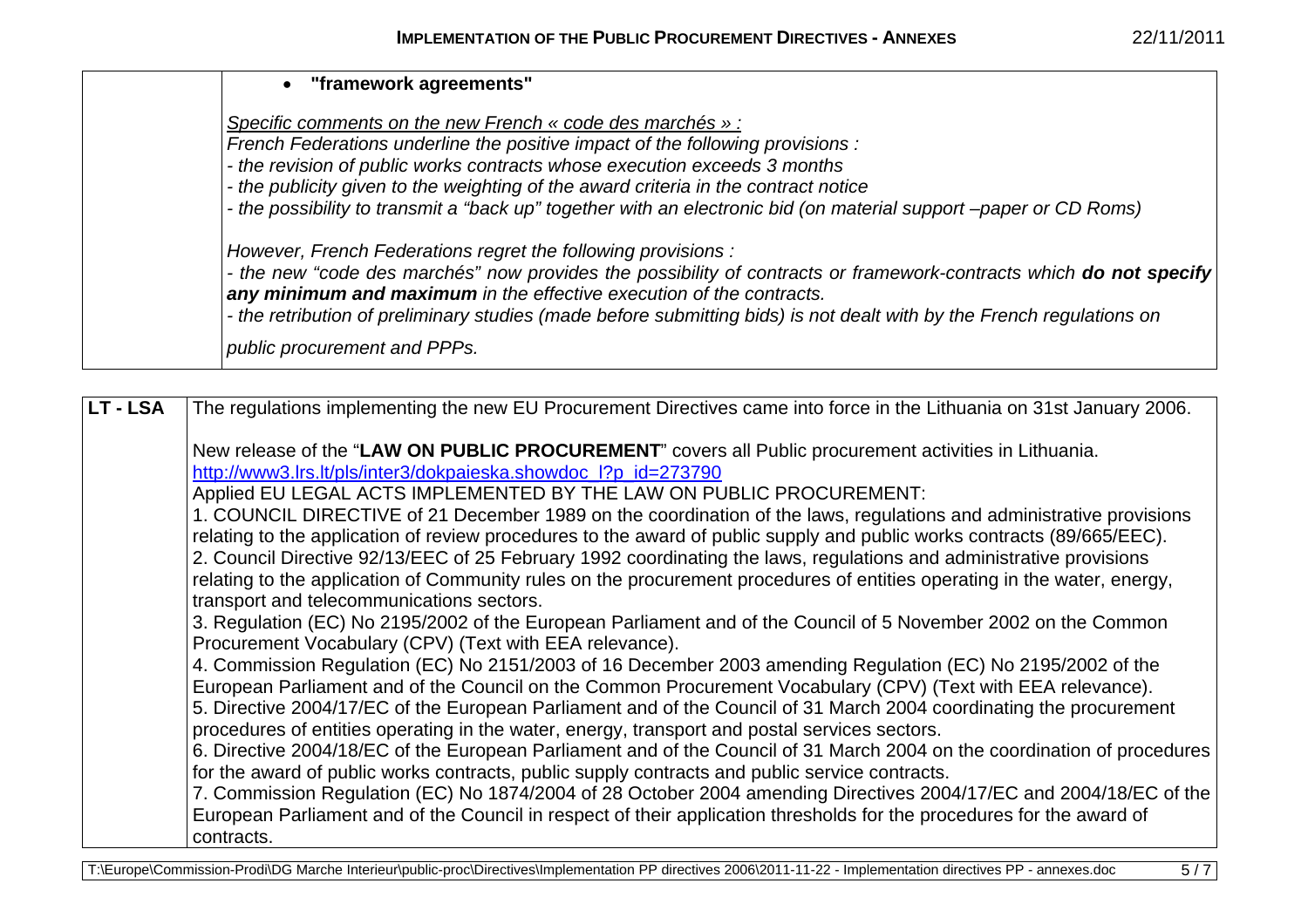| | • **"framework agreements"**<br><br>*Specific comments on the new French « code des marchés » :*<br>*French Federations underline the positive impact of the following provisions :*<br>*- the revision of public works contracts whose execution exceeds 3 months*<br>*- the publicity given to the weighting of the award criteria in the contract notice*<br>*- the possibility to transmit a "back up" together with an electronic bid (on material support –paper or CD Roms)*<br><br>*However, French Federations regret the following provisions :*<br>*- the new "code des marchés" now provides the possibility of contracts or framework-contracts which* ***do not specify any minimum and maximum*** *in the effective execution of the contracts.*<br>*- the retribution of preliminary studies (made before submitting bids) is not dealt with by the French regulations on public procurement and PPPs.* |
|---|---|

| **LT - LSA** | The regulations implementing the new EU Procurement Directives came into force in the Lithuania on 31st January 2006.<br><br>New release of the "**LAW ON PUBLIC PROCUREMENT**" covers all Public procurement activities in Lithuania.<br>http://www3.lrs.lt/pls/inter3/dokpaieska.showdoc_l?p_id=273790<br>Applied EU LEGAL ACTS IMPLEMENTED BY THE LAW ON PUBLIC PROCUREMENT:<br>1. COUNCIL DIRECTIVE of 21 December 1989 on the coordination of the laws, regulations and administrative provisions relating to the application of review procedures to the award of public supply and public works contracts (89/665/EEC).<br>2. Council Directive 92/13/EEC of 25 February 1992 coordinating the laws, regulations and administrative provisions relating to the application of Community rules on the procurement procedures of entities operating in the water, energy, transport and telecommunications sectors.<br>3. Regulation (EC) No 2195/2002 of the European Parliament and of the Council of 5 November 2002 on the Common Procurement Vocabulary (CPV) (Text with EEA relevance).<br>4. Commission Regulation (EC) No 2151/2003 of 16 December 2003 amending Regulation (EC) No 2195/2002 of the European Parliament and of the Council on the Common Procurement Vocabulary (CPV) (Text with EEA relevance).<br>5. Directive 2004/17/EC of the European Parliament and of the Council of 31 March 2004 coordinating the procurement procedures of entities operating in the water, energy, transport and postal services sectors.<br>6. Directive 2004/18/EC of the European Parliament and of the Council of 31 March 2004 on the coordination of procedures for the award of public works contracts, public supply contracts and public service contracts.<br>7. Commission Regulation (EC) No 1874/2004 of 28 October 2004 amending Directives 2004/17/EC and 2004/18/EC of the European Parliament and of the Council in respect of their application thresholds for the procedures for the award of contracts. |
|---|---|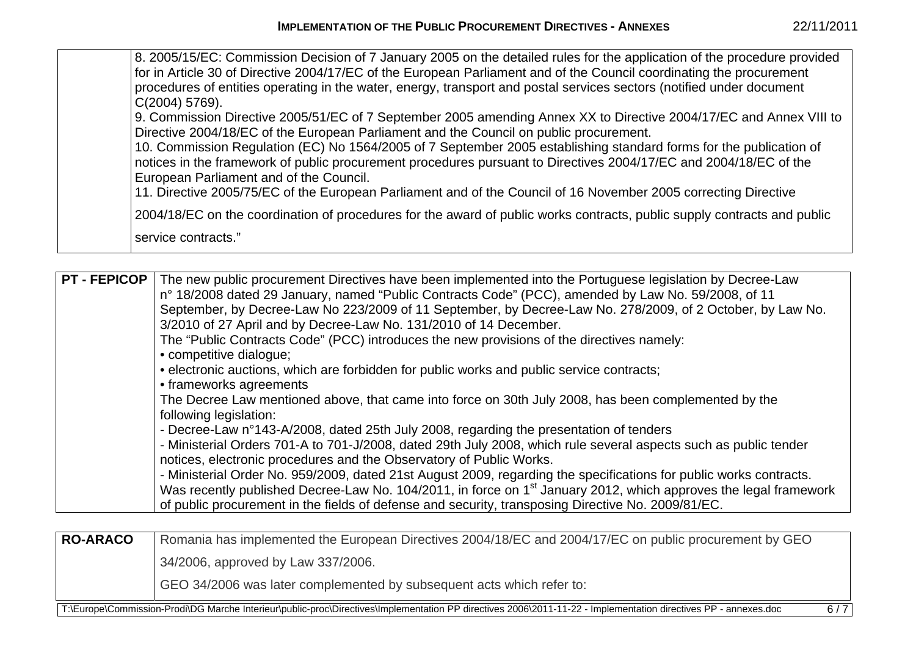| | |
|---|---|
| | 8. 2005/15/EC: Commission Decision of 7 January 2005 on the detailed rules for the application of the procedure provided for in Article 30 of Directive 2004/17/EC of the European Parliament and of the Council coordinating the procurement procedures of entities operating in the water, energy, transport and postal services sectors (notified under document C(2004) 5769).<br>9. Commission Directive 2005/51/EC of 7 September 2005 amending Annex XX to Directive 2004/17/EC and Annex VIII to Directive 2004/18/EC of the European Parliament and the Council on public procurement.<br>10. Commission Regulation (EC) No 1564/2005 of 7 September 2005 establishing standard forms for the publication of notices in the framework of public procurement procedures pursuant to Directives 2004/17/EC and 2004/18/EC of the European Parliament and of the Council.<br>11. Directive 2005/75/EC of the European Parliament and of the Council of 16 November 2005 correcting Directive 2004/18/EC on the coordination of procedures for the award of public works contracts, public supply contracts and public service contracts." |

| | |
|---|---|
| **PT - FEPICOP** | The new public procurement Directives have been implemented into the Portuguese legislation by Decree-Law n° 18/2008 dated 29 January, named "Public Contracts Code" (PCC), amended by Law No. 59/2008, of 11 September, by Decree-Law No 223/2009 of 11 September, by Decree-Law No. 278/2009, of 2 October, by Law No. 3/2010 of 27 April and by Decree-Law No. 131/2010 of 14 December.<br>The "Public Contracts Code" (PCC) introduces the new provisions of the directives namely:<br>• competitive dialogue;<br>• electronic auctions, which are forbidden for public works and public service contracts;<br>• frameworks agreements<br>The Decree Law mentioned above, that came into force on 30th July 2008, has been complemented by the following legislation:<br>- Decree-Law n°143-A/2008, dated 25th July 2008, regarding the presentation of tenders<br>- Ministerial Orders 701-A to 701-J/2008, dated 29th July 2008, which rule several aspects such as public tender notices, electronic procedures and the Observatory of Public Works.<br>- Ministerial Order No. 959/2009, dated 21st August 2009, regarding the specifications for public works contracts.<br>Was recently published Decree-Law No. 104/2011, in force on 1st January 2012, which approves the legal framework of public procurement in the fields of defense and security, transposing Directive No. 2009/81/EC. |

| | |
|---|---|
| **RO-ARACO** | Romania has implemented the European Directives 2004/18/EC and 2004/17/EC on public procurement by GEO 34/2006, approved by Law 337/2006.<br>GEO 34/2006 was later complemented by subsequent acts which refer to: |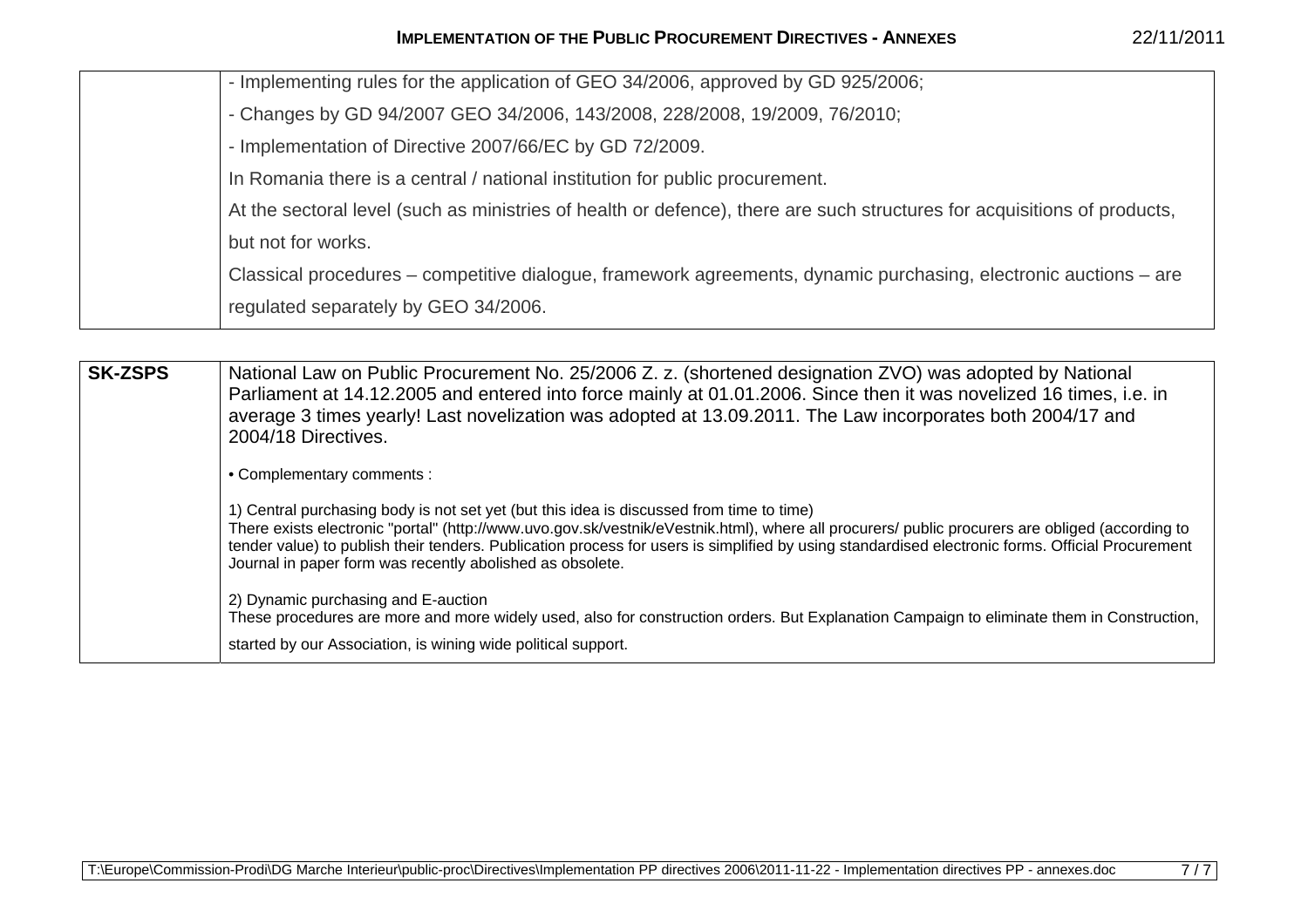| | |
|---|---|
| | - Implementing rules for the application of GEO 34/2006, approved by GD 925/2006;<br>- Changes by GD 94/2007 GEO 34/2006, 143/2008, 228/2008, 19/2009, 76/2010;<br>- Implementation of Directive 2007/66/EC by GD 72/2009.<br>In Romania there is a central / national institution for public procurement.<br>At the sectoral level (such as ministries of health or defence), there are such structures for acquisitions of products, but not for works.<br>Classical procedures – competitive dialogue, framework agreements, dynamic purchasing, electronic auctions – are regulated separately by GEO 34/2006. |

| | |
|---|---|
| **SK-ZSPS** | National Law on Public Procurement No. 25/2006 Z. z. (shortened designation ZVO) was adopted by National Parliament at 14.12.2005 and entered into force mainly at 01.01.2006. Since then it was novelized 16 times, i.e. in average 3 times yearly! Last novelization was adopted at 13.09.2011. The Law incorporates both 2004/17 and 2004/18 Directives.<br><br>• Complementary comments :<br><br>1) Central purchasing body is not set yet (but this idea is discussed from time to time)<br>There exists electronic "portal" (http://www.uvo.gov.sk/vestnik/eVestnik.html), where all procurers/ public procurers are obliged (according to tender value) to publish their tenders. Publication process for users is simplified by using standardised electronic forms. Official Procurement Journal in paper form was recently abolished as obsolete.<br><br>2) Dynamic purchasing and E-auction<br>These procedures are more and more widely used, also for construction orders. But Explanation Campaign to eliminate them in Construction, started by our Association, is wining wide political support. |